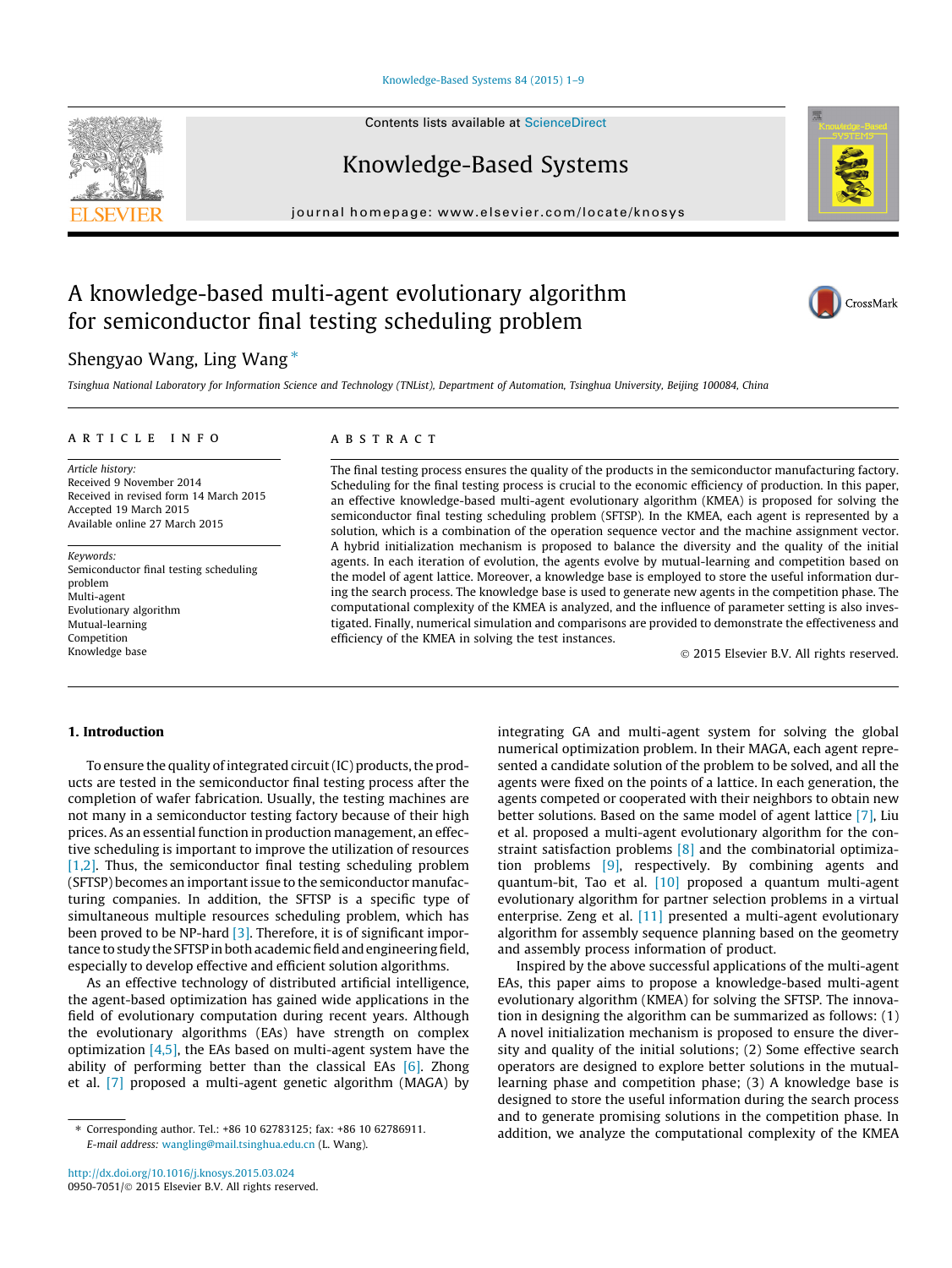# A knowledge-based multi-agent evolutionary algorithm for semiconductor final testing scheduling problem

Shengyao Wang, Ling Wang *

*Tsinghua National Laboratory for Information Science and Technology (TNList), Department of Automation, Tsinghua University, Beijing 100084, China*

## ARTICLE INFO

*Article history:*
Received 9 November 2014
Received in revised form 14 March 2015
Accepted 19 March 2015
Available online 27 March 2015

*Keywords:*
Semiconductor final testing scheduling problem
Multi-agent
Evolutionary algorithm
Mutual-learning
Competition
Knowledge base

## ABSTRACT

The final testing process ensures the quality of the products in the semiconductor manufacturing factory. Scheduling for the final testing process is crucial to the economic efficiency of production. In this paper, an effective knowledge-based multi-agent evolutionary algorithm (KMEA) is proposed for solving the semiconductor final testing scheduling problem (SFTSP). In the KMEA, each agent is represented by a solution, which is a combination of the operation sequence vector and the machine assignment vector. A hybrid initialization mechanism is proposed to balance the diversity and the quality of the initial agents. In each iteration of evolution, the agents evolve by mutual-learning and competition based on the model of agent lattice. Moreover, a knowledge base is employed to store the useful information during the search process. The knowledge base is used to generate new agents in the competition phase. The computational complexity of the KMEA is analyzed, and the influence of parameter setting is also investigated. Finally, numerical simulation and comparisons are provided to demonstrate the effectiveness and efficiency of the KMEA in solving the test instances.

© 2015 Elsevier B.V. All rights reserved.

## 1. Introduction

To ensure the quality of integrated circuit (IC) products, the products are tested in the semiconductor final testing process after the completion of wafer fabrication. Usually, the testing machines are not many in a semiconductor testing factory because of their high prices. As an essential function in production management, an effective scheduling is important to improve the utilization of resources [1,2]. Thus, the semiconductor final testing scheduling problem (SFTSP) becomes an important issue to the semiconductor manufacturing companies. In addition, the SFTSP is a specific type of simultaneous multiple resources scheduling problem, which has been proved to be NP-hard [3]. Therefore, it is of significant importance to study the SFTSP in both academic field and engineering field, especially to develop effective and efficient solution algorithms.

As an effective technology of distributed artificial intelligence, the agent-based optimization has gained wide applications in the field of evolutionary computation during recent years. Although the evolutionary algorithms (EAs) have strength on complex optimization [4,5], the EAs based on multi-agent system have the ability of performing better than the classical EAs [6]. Zhong et al. [7] proposed a multi-agent genetic algorithm (MAGA) by integrating GA and multi-agent system for solving the global numerical optimization problem. In their MAGA, each agent represented a candidate solution of the problem to be solved, and all the agents were fixed on the points of a lattice. In each generation, the agents competed or cooperated with their neighbors to obtain new better solutions. Based on the same model of agent lattice [7], Liu et al. proposed a multi-agent evolutionary algorithm for the constraint satisfaction problems [8] and the combinatorial optimization problems [9], respectively. By combining agents and quantum-bit, Tao et al. [10] proposed a quantum multi-agent evolutionary algorithm for partner selection problems in a virtual enterprise. Zeng et al. [11] presented a multi-agent evolutionary algorithm for assembly sequence planning based on the geometry and assembly process information of product.

Inspired by the above successful applications of the multi-agent EAs, this paper aims to propose a knowledge-based multi-agent evolutionary algorithm (KMEA) for solving the SFTSP. The innovation in designing the algorithm can be summarized as follows: (1) A novel initialization mechanism is proposed to ensure the diversity and quality of the initial solutions; (2) Some effective search operators are designed to explore better solutions in the mutual-learning phase and competition phase; (3) A knowledge base is designed to store the useful information during the search process and to generate promising solutions in the competition phase. In addition, we analyze the computational complexity of the KMEA

* Corresponding author. Tel.: +86 10 62783125; fax: +86 10 62786911.
*E-mail address:* wangling@mail.tsinghua.edu.cn (L. Wang).

http://dx.doi.org/10.1016/j.knosys.2015.03.024
0950-7051/© 2015 Elsevier B.V. All rights reserved.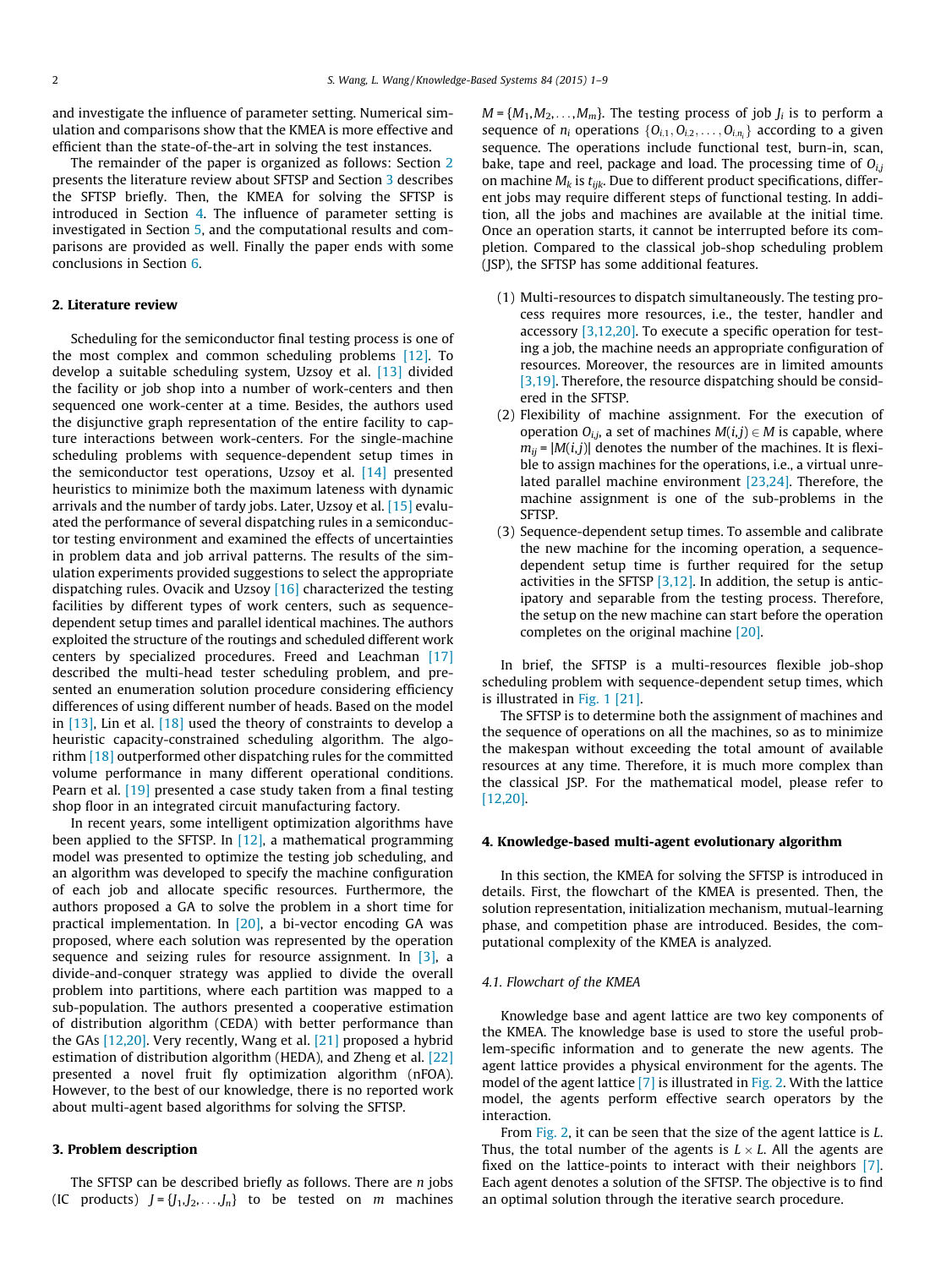and investigate the influence of parameter setting. Numerical simulation and comparisons show that the KMEA is more effective and efficient than the state-of-the-art in solving the test instances.

The remainder of the paper is organized as follows: Section 2 presents the literature review about SFTSP and Section 3 describes the SFTSP briefly. Then, the KMEA for solving the SFTSP is introduced in Section 4. The influence of parameter setting is investigated in Section 5, and the computational results and comparisons are provided as well. Finally the paper ends with some conclusions in Section 6.

## 2. Literature review

Scheduling for the semiconductor final testing process is one of the most complex and common scheduling problems [12]. To develop a suitable scheduling system, Uzsoy et al. [13] divided the facility or job shop into a number of work-centers and then sequenced one work-center at a time. Besides, the authors used the disjunctive graph representation of the entire facility to capture interactions between work-centers. For the single-machine scheduling problems with sequence-dependent setup times in the semiconductor test operations, Uzsoy et al. [14] presented heuristics to minimize both the maximum lateness with dynamic arrivals and the number of tardy jobs. Later, Uzsoy et al. [15] evaluated the performance of several dispatching rules in a semiconductor testing environment and examined the effects of uncertainties in problem data and job arrival patterns. The results of the simulation experiments provided suggestions to select the appropriate dispatching rules. Ovacik and Uzsoy [16] characterized the testing facilities by different types of work centers, such as sequence-dependent setup times and parallel identical machines. The authors exploited the structure of the routings and scheduled different work centers by specialized procedures. Freed and Leachman [17] described the multi-head tester scheduling problem, and presented an enumeration solution procedure considering efficiency differences of using different number of heads. Based on the model in [13], Lin et al. [18] used the theory of constraints to develop a heuristic capacity-constrained scheduling algorithm. The algorithm [18] outperformed other dispatching rules for the committed volume performance in many different operational conditions. Pearn et al. [19] presented a case study taken from a final testing shop floor in an integrated circuit manufacturing factory.

In recent years, some intelligent optimization algorithms have been applied to the SFTSP. In [12], a mathematical programming model was presented to optimize the testing job scheduling, and an algorithm was developed to specify the machine configuration of each job and allocate specific resources. Furthermore, the authors proposed a GA to solve the problem in a short time for practical implementation. In [20], a bi-vector encoding GA was proposed, where each solution was represented by the operation sequence and seizing rules for resource assignment. In [3], a divide-and-conquer strategy was applied to divide the overall problem into partitions, where each partition was mapped to a sub-population. The authors presented a cooperative estimation of distribution algorithm (CEDA) with better performance than the GAs [12,20]. Very recently, Wang et al. [21] proposed a hybrid estimation of distribution algorithm (HEDA), and Zheng et al. [22] presented a novel fruit fly optimization algorithm (nFOA). However, to the best of our knowledge, there is no reported work about multi-agent based algorithms for solving the SFTSP.

## 3. Problem description

The SFTSP can be described briefly as follows. There are $n$ jobs (IC products) $J = \{J_1, J_2, \ldots, J_n\}$ to be tested on $m$ machines $M = \{M_1, M_2, \ldots, M_m\}$. The testing process of job $J_i$ is to perform a sequence of $n_i$ operations $\{O_{i,1}, O_{i,2}, \ldots, O_{i,n_i}\}$ according to a given sequence. The operations include functional test, burn-in, scan, bake, tape and reel, package and load. The processing time of $O_{i,j}$ on machine $M_k$ is $t_{ijk}$. Due to different product specifications, different jobs may require different steps of functional testing. In addition, all the jobs and machines are available at the initial time. Once an operation starts, it cannot be interrupted before its completion. Compared to the classical job-shop scheduling problem (JSP), the SFTSP has some additional features.

(1) Multi-resources to dispatch simultaneously. The testing process requires more resources, i.e., the tester, handler and accessory [3,12,20]. To execute a specific operation for testing a job, the machine needs an appropriate configuration of resources. Moreover, the resources are in limited amounts [3,19]. Therefore, the resource dispatching should be considered in the SFTSP.

(2) Flexibility of machine assignment. For the execution of operation $O_{i,j}$, a set of machines $M(i,j) \in M$ is capable, where $m_{ij} = |M(i,j)|$ denotes the number of the machines. It is flexible to assign machines for the operations, i.e., a virtual unrelated parallel machine environment [23,24]. Therefore, the machine assignment is one of the sub-problems in the SFTSP.

(3) Sequence-dependent setup times. To assemble and calibrate the new machine for the incoming operation, a sequence-dependent setup time is further required for the setup activities in the SFTSP [3,12]. In addition, the setup is anticipatory and separable from the testing process. Therefore, the setup on the new machine can start before the operation completes on the original machine [20].

In brief, the SFTSP is a multi-resources flexible job-shop scheduling problem with sequence-dependent setup times, which is illustrated in Fig. 1 [21].

The SFTSP is to determine both the assignment of machines and the sequence of operations on all the machines, so as to minimize the makespan without exceeding the total amount of available resources at any time. Therefore, it is much more complex than the classical JSP. For the mathematical model, please refer to [12,20].

## 4. Knowledge-based multi-agent evolutionary algorithm

In this section, the KMEA for solving the SFTSP is introduced in details. First, the flowchart of the KMEA is presented. Then, the solution representation, initialization mechanism, mutual-learning phase, and competition phase are introduced. Besides, the computational complexity of the KMEA is analyzed.

### 4.1. Flowchart of the KMEA

Knowledge base and agent lattice are two key components of the KMEA. The knowledge base is used to store the useful problem-specific information and to generate the new agents. The agent lattice provides a physical environment for the agents. The model of the agent lattice [7] is illustrated in Fig. 2. With the lattice model, the agents perform effective search operators by the interaction.

From Fig. 2, it can be seen that the size of the agent lattice is $L$. Thus, the total number of the agents is $L \times L$. All the agents are fixed on the lattice-points to interact with their neighbors [7]. Each agent denotes a solution of the SFTSP. The objective is to find an optimal solution through the iterative search procedure.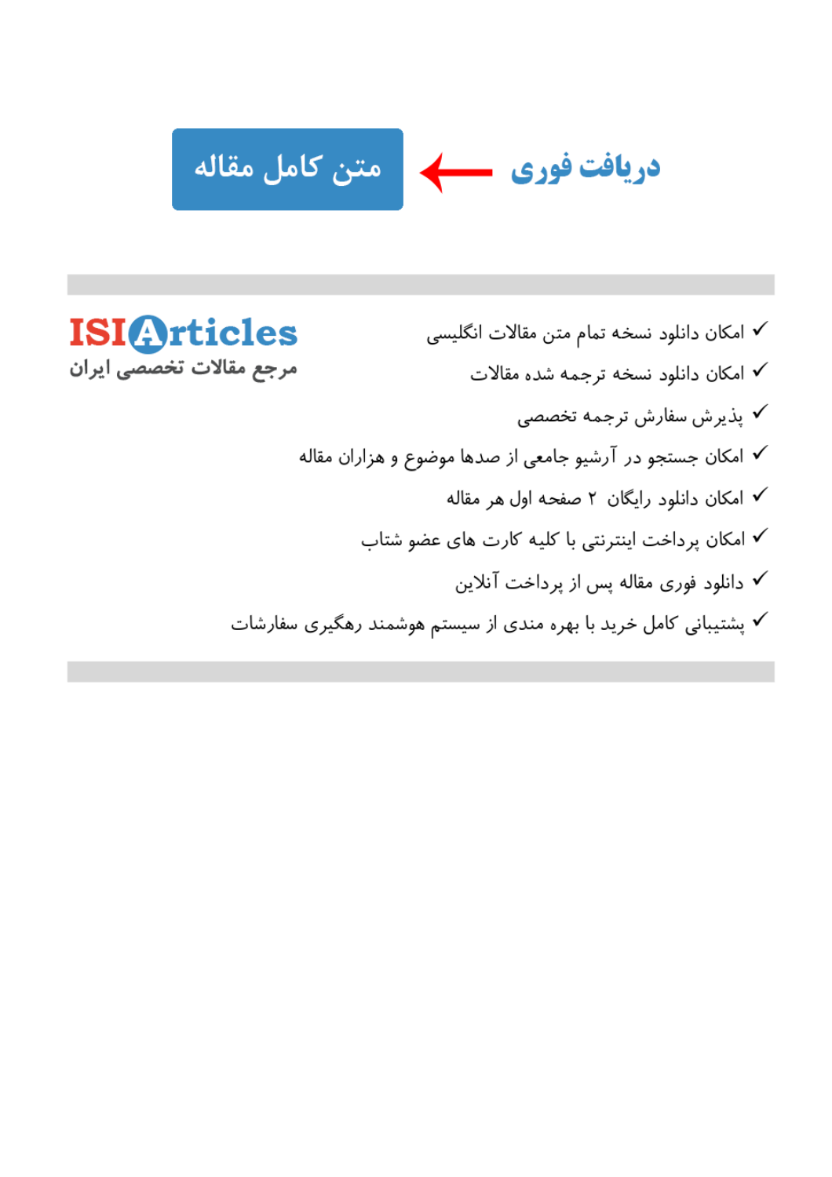دریافت فوری ← متن کامل مقاله

**ISIArticles**
مرجع مقالات تخصصی ایران

- ✓ امکان دانلود نسخه تمام متن مقالات انگلیسی
- ✓ امکان دانلود نسخه ترجمه شده مقالات
- ✓ پذیرش سفارش ترجمه تخصصی
- ✓ امکان جستجو در آرشیو جامعی از صدها موضوع و هزاران مقاله
- ✓ امکان دانلود رایگان ۲ صفحه اول هر مقاله
- ✓ امکان پرداخت اینترنتی با کلیه کارت های عضو شتاب
- ✓ دانلود فوری مقاله پس از پرداخت آنلاین
- ✓ پشتیبانی کامل خرید با بهره مندی از سیستم هوشمند رهگیری سفارشات